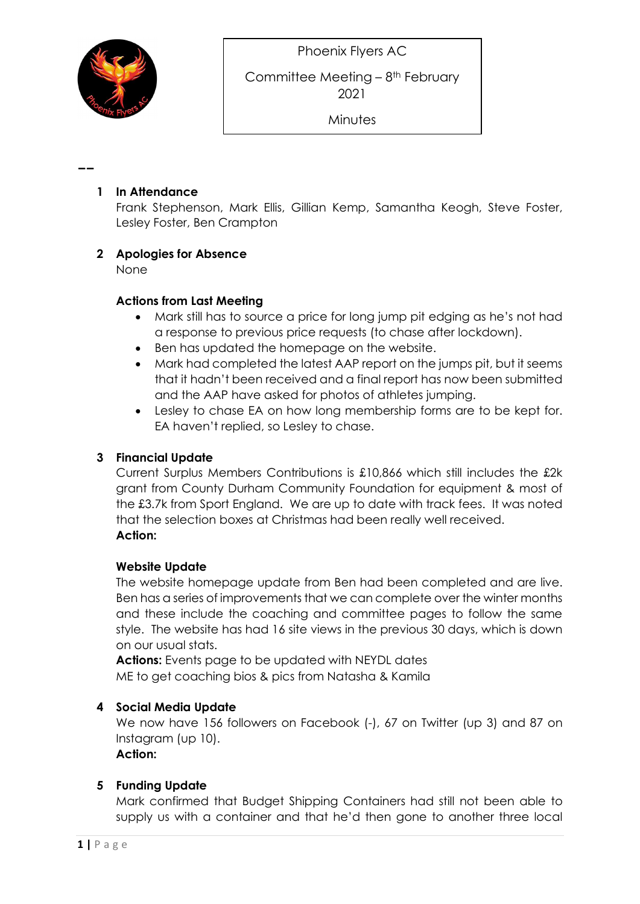Phoenix Flyers AC

Committee Meeting – 8th February 2021

Minutes

--

## 1 In Attendance

Frank Stephenson, Mark Ellis, Gillian Kemp, Samantha Keogh, Steve Foster, Lesley Foster, Ben Crampton

## 2 Apologies for Absence

None

### Actions from Last Meeting

- Mark still has to source a price for long jump pit edging as he's not had a response to previous price requests (to chase after lockdown).
- Ben has updated the homepage on the website.
- Mark had completed the latest AAP report on the jumps pit, but it seems that it hadn't been received and a final report has now been submitted and the AAP have asked for photos of athletes jumping.
- Lesley to chase EA on how long membership forms are to be kept for. EA haven't replied, so Lesley to chase.

## 3 Financial Update

Current Surplus Members Contributions is £10,866 which still includes the £2k grant from County Durham Community Foundation for equipment & most of the £3.7k from Sport England. We are up to date with track fees. It was noted that the selection boxes at Christmas had been really well received.

**Action:**

### Website Update

The website homepage update from Ben had been completed and are live. Ben has a series of improvements that we can complete over the winter months and these include the coaching and committee pages to follow the same style. The website has had 16 site views in the previous 30 days, which is down on our usual stats.

**Actions:** Events page to be updated with NEYDL dates

ME to get coaching bios & pics from Natasha & Kamila

## 4 Social Media Update

We now have 156 followers on Facebook (-), 67 on Twitter (up 3) and 87 on Instagram (up 10).

**Action:**

## 5 Funding Update

Mark confirmed that Budget Shipping Containers had still not been able to supply us with a container and that he'd then gone to another three local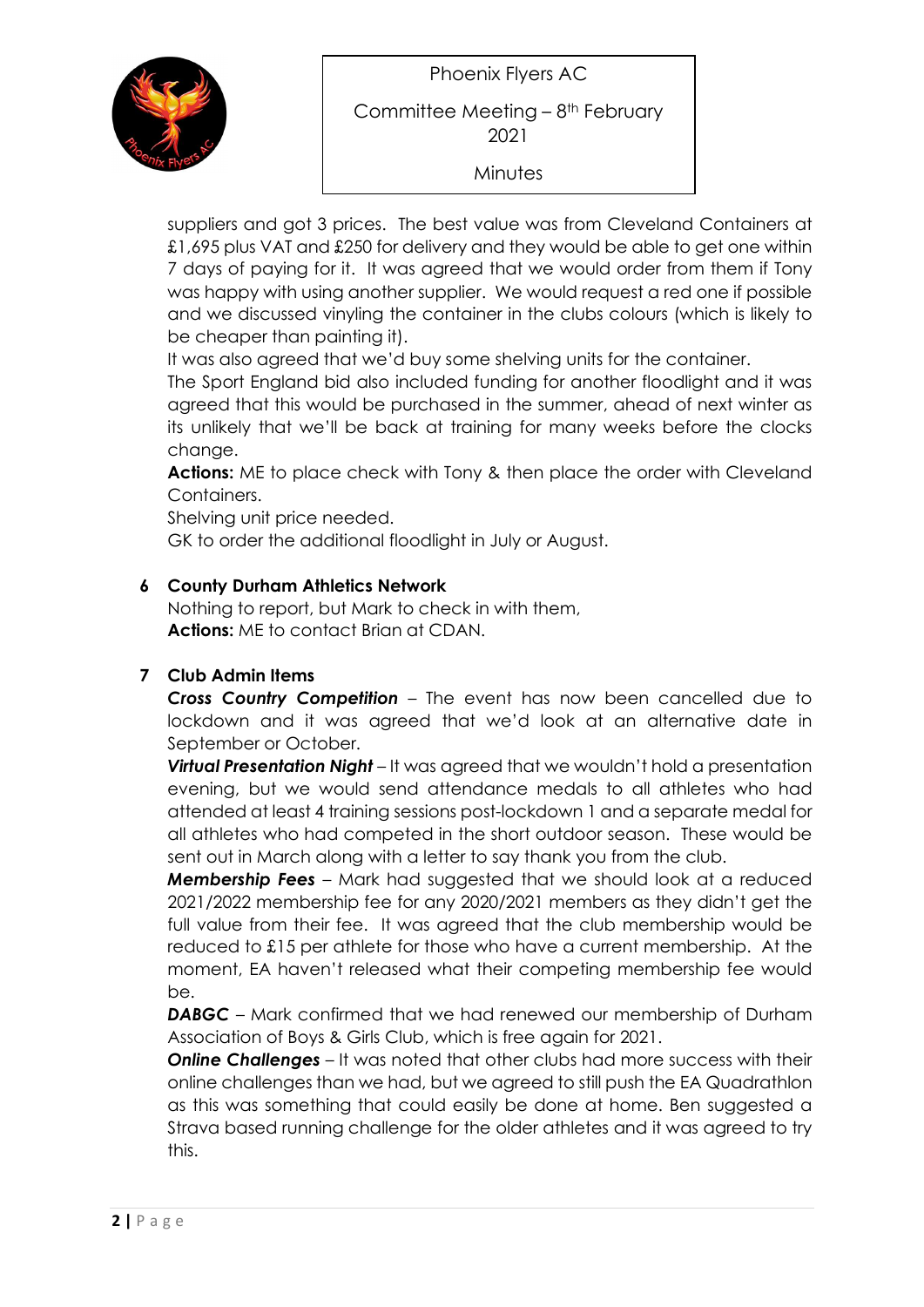suppliers and got 3 prices. The best value was from Cleveland Containers at £1,695 plus VAT and £250 for delivery and they would be able to get one within 7 days of paying for it. It was agreed that we would order from them if Tony was happy with using another supplier. We would request a red one if possible and we discussed vinyling the container in the clubs colours (which is likely to be cheaper than painting it).

It was also agreed that we'd buy some shelving units for the container.

The Sport England bid also included funding for another floodlight and it was agreed that this would be purchased in the summer, ahead of next winter as its unlikely that we'll be back at training for many weeks before the clocks change.

**Actions:** ME to place check with Tony & then place the order with Cleveland Containers.

Shelving unit price needed.

GK to order the additional floodlight in July or August.

**6 County Durham Athletics Network**

Nothing to report, but Mark to check in with them,

**Actions:** ME to contact Brian at CDAN.

**7 Club Admin Items**

***Cross Country Competition*** – The event has now been cancelled due to lockdown and it was agreed that we'd look at an alternative date in September or October.

***Virtual Presentation Night*** – It was agreed that we wouldn't hold a presentation evening, but we would send attendance medals to all athletes who had attended at least 4 training sessions post-lockdown 1 and a separate medal for all athletes who had competed in the short outdoor season. These would be sent out in March along with a letter to say thank you from the club.

***Membership Fees*** – Mark had suggested that we should look at a reduced 2021/2022 membership fee for any 2020/2021 members as they didn't get the full value from their fee. It was agreed that the club membership would be reduced to £15 per athlete for those who have a current membership. At the moment, EA haven't released what their competing membership fee would be.

***DABGC*** – Mark confirmed that we had renewed our membership of Durham Association of Boys & Girls Club, which is free again for 2021.

***Online Challenges*** – It was noted that other clubs had more success with their online challenges than we had, but we agreed to still push the EA Quadrathlon as this was something that could easily be done at home. Ben suggested a Strava based running challenge for the older athletes and it was agreed to try this.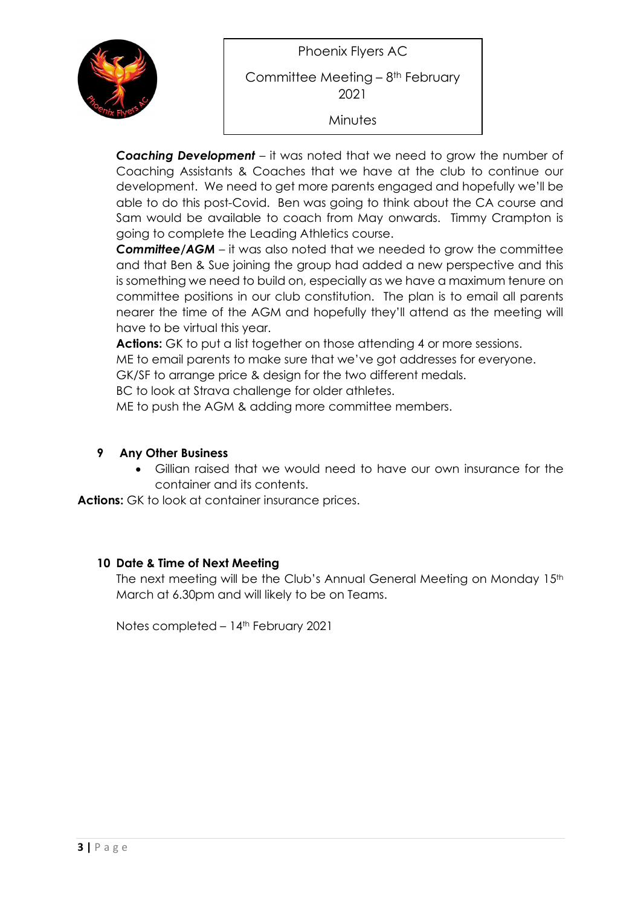**_Coaching Development_** – it was noted that we need to grow the number of Coaching Assistants & Coaches that we have at the club to continue our development. We need to get more parents engaged and hopefully we'll be able to do this post-Covid. Ben was going to think about the CA course and Sam would be available to coach from May onwards. Timmy Crampton is going to complete the Leading Athletics course.

**_Committee/AGM_** – it was also noted that we needed to grow the committee and that Ben & Sue joining the group had added a new perspective and this is something we need to build on, especially as we have a maximum tenure on committee positions in our club constitution. The plan is to email all parents nearer the time of the AGM and hopefully they'll attend as the meeting will have to be virtual this year.

**Actions:** GK to put a list together on those attending 4 or more sessions.
ME to email parents to make sure that we've got addresses for everyone.
GK/SF to arrange price & design for the two different medals.
BC to look at Strava challenge for older athletes.
ME to push the AGM & adding more committee members.

## 9 Any Other Business

- Gillian raised that we would need to have our own insurance for the container and its contents.

**Actions:** GK to look at container insurance prices.

## 10 Date & Time of Next Meeting

The next meeting will be the Club's Annual General Meeting on Monday 15th March at 6.30pm and will likely to be on Teams.

Notes completed – 14th February 2021